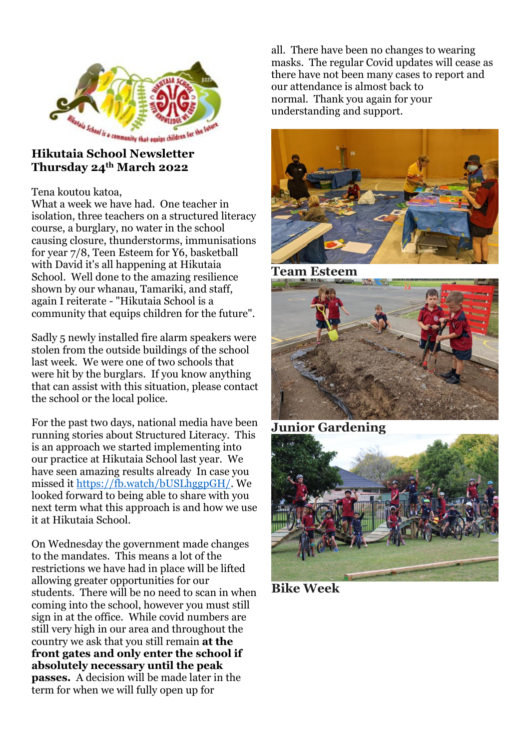# Hikutaia School Newsletter
## Thursday 24th March 2022

Tena koutou katoa,

What a week we have had. One teacher in isolation, three teachers on a structured literacy course, a burglary, no water in the school causing closure, thunderstorms, immunisations for year 7/8, Teen Esteem for Y6, basketball with David it's all happening at Hikutaia School. Well done to the amazing resilience shown by our whanau, Tamariki, and staff, again I reiterate - "Hikutaia School is a community that equips children for the future".

Sadly 5 newly installed fire alarm speakers were stolen from the outside buildings of the school last week. We were one of two schools that were hit by the burglars. If you know anything that can assist with this situation, please contact the school or the local police.

For the past two days, national media have been running stories about Structured Literacy. This is an approach we started implementing into our practice at Hikutaia School last year. We have seen amazing results already In case you missed it https://fb.watch/bUSLhggpGH/. We looked forward to being able to share with you next term what this approach is and how we use it at Hikutaia School.

On Wednesday the government made changes to the mandates. This means a lot of the restrictions we have had in place will be lifted allowing greater opportunities for our students. There will be no need to scan in when coming into the school, however you must still sign in at the office. While covid numbers are still very high in our area and throughout the country we ask that you still remain **at the front gates and only enter the school if absolutely necessary until the peak passes.** A decision will be made later in the term for when we will fully open up for all. There have been no changes to wearing masks. The regular Covid updates will cease as there have not been many cases to report and our attendance is almost back to normal. Thank you again for your understanding and support.

**Team Esteem**

**Junior Gardening**

**Bike Week**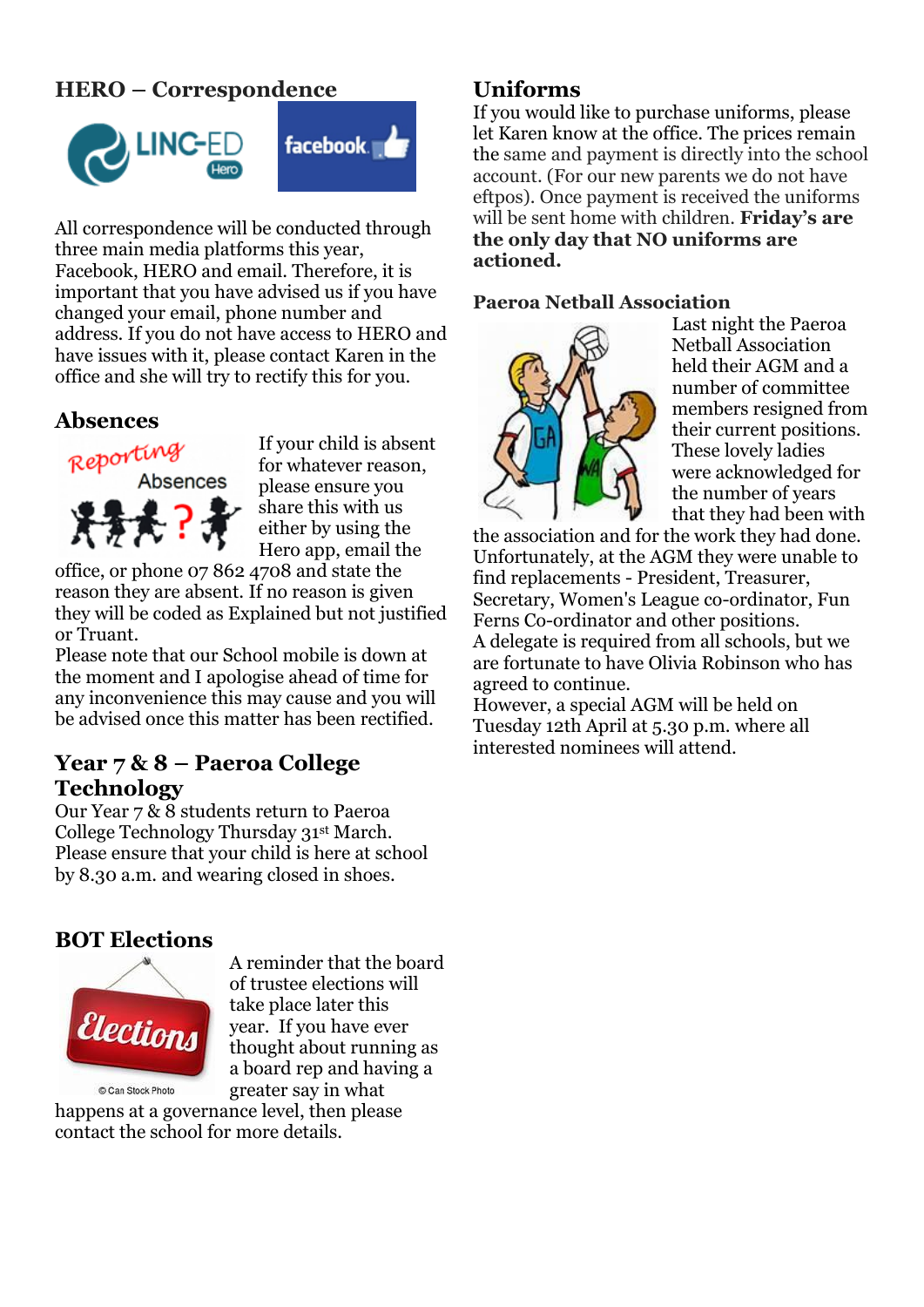## HERO – Correspondence

All correspondence will be conducted through three main media platforms this year, Facebook, HERO and email. Therefore, it is important that you have advised us if you have changed your email, phone number and address. If you do not have access to HERO and have issues with it, please contact Karen in the office and she will try to rectify this for you.

## Absences

If your child is absent for whatever reason, please ensure you share this with us either by using the Hero app, email the office, or phone 07 862 4708 and state the reason they are absent. If no reason is given they will be coded as Explained but not justified or Truant.

Please note that our School mobile is down at the moment and I apologise ahead of time for any inconvenience this may cause and you will be advised once this matter has been rectified.

## Year 7 & 8 – Paeroa College Technology

Our Year 7 & 8 students return to Paeroa College Technology Thursday 31st March. Please ensure that your child is here at school by 8.30 a.m. and wearing closed in shoes.

## BOT Elections

A reminder that the board of trustee elections will take place later this year. If you have ever thought about running as a board rep and having a greater say in what happens at a governance level, then please contact the school for more details.

## Uniforms

If you would like to purchase uniforms, please let Karen know at the office. The prices remain the same and payment is directly into the school account. (For our new parents we do not have eftpos). Once payment is received the uniforms will be sent home with children. **Friday's are the only day that NO uniforms are actioned.**

### Paeroa Netball Association

Last night the Paeroa Netball Association held their AGM and a number of committee members resigned from their current positions. These lovely ladies were acknowledged for the number of years that they had been with the association and for the work they had done. Unfortunately, at the AGM they were unable to find replacements - President, Treasurer, Secretary, Women's League co-ordinator, Fun Ferns Co-ordinator and other positions.

A delegate is required from all schools, but we are fortunate to have Olivia Robinson who has agreed to continue.

However, a special AGM will be held on Tuesday 12th April at 5.30 p.m. where all interested nominees will attend.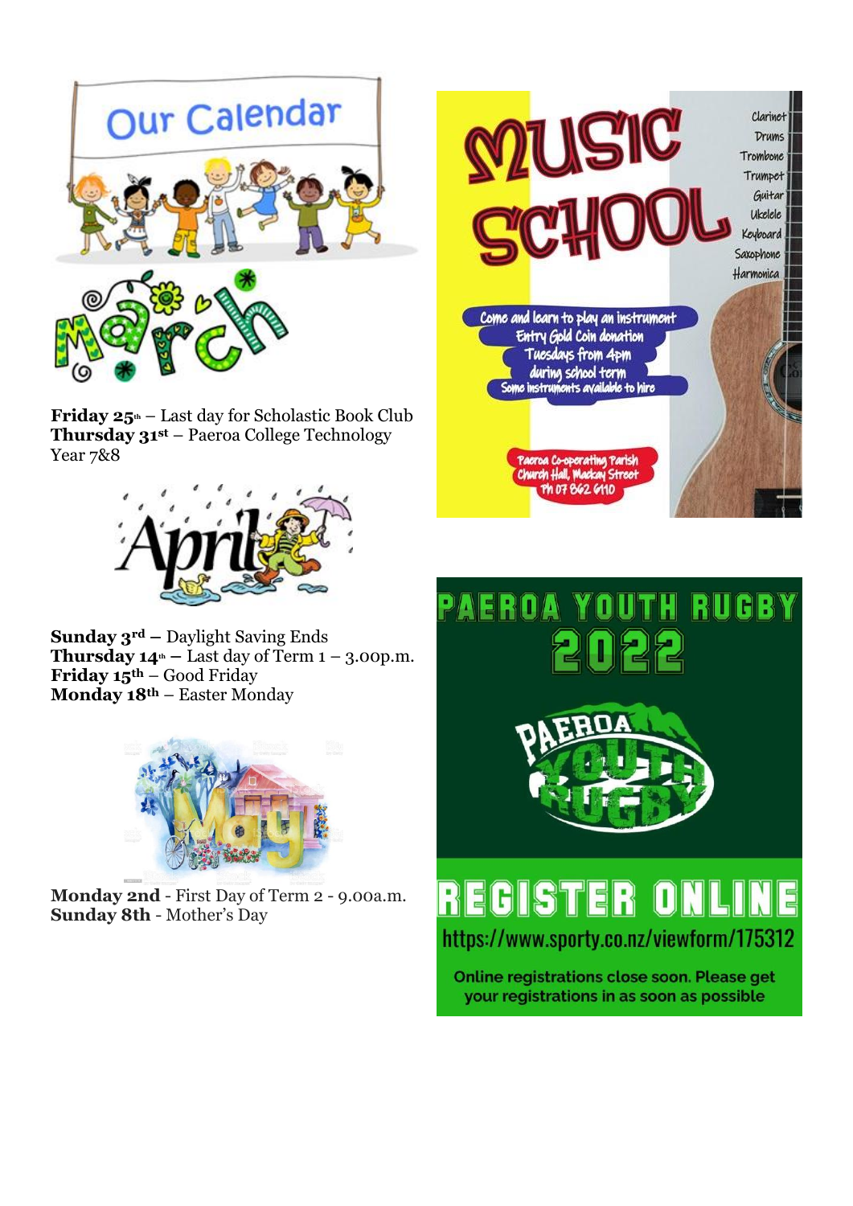# Our Calendar

## March

**Friday 25th** – Last day for Scholastic Book Club
**Thursday 31st** – Paeroa College Technology Year 7&8

## April

**Sunday 3rd –** Daylight Saving Ends
**Thursday 14th –** Last day of Term 1 – 3.00p.m.
**Friday 15th** – Good Friday
**Monday 18th** – Easter Monday

## May

**Monday 2nd** - First Day of Term 2 - 9.00a.m.
**Sunday 8th** - Mother's Day

# MUSIC SCHOOL

Clarinet
Drums
Trombone
Trumpet
Guitar
Ukelele
Keyboard
Saxophone
Harmonica

Come and learn to play an instrument
Entry Gold Coin donation
Tuesdays from 4pm
during school term
Some instruments available to hire

Paeroa Co-operating Parish
Church Hall, Mackay Street
Ph 07 862 6110

# PAEROA YOUTH RUGBY 2022

PAEROA YOUTH RUGBY

## REGISTER ONLINE

https://www.sporty.co.nz/viewform/175312

Online registrations close soon. Please get your registrations in as soon as possible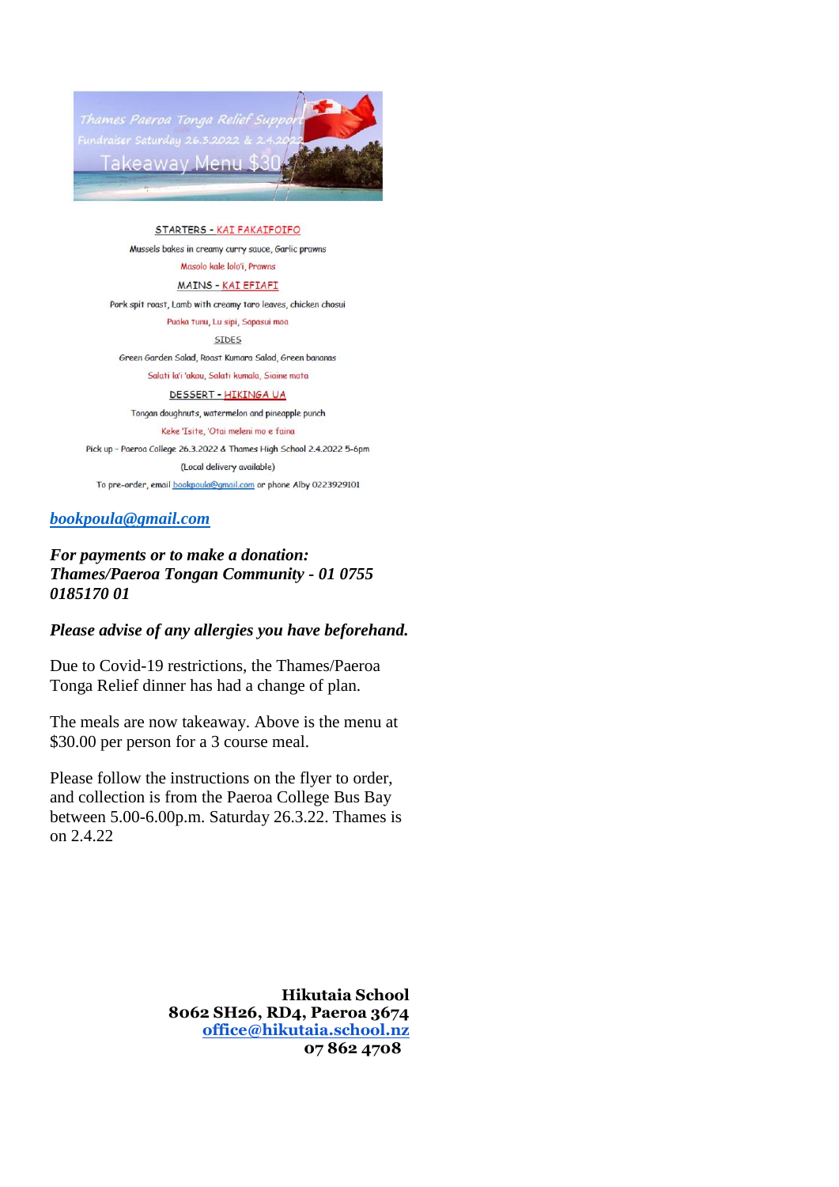Thames Paeroa Tonga Relief Support Fundraiser Saturday 26.3.2022 & 2.4.2022

Takeaway Menu $30

STARTERS - KAI FAKAIFOIFO

Mussels bakes in creamy curry sauce, Garlic prawns

Masolo kale lolo'i, Prawns

MAINS - KAI EFIAFI

Pork spit roast, Lamb with creamy taro leaves, chicken chosui

Puaka tunu, Lu sipi, Sapasui moa

SIDES

Green Garden Salad, Roast Kumara Salad, Green bananas

Salati la'i 'akau, Salati kumala, Siaine mata

DESSERT - HIKINGA UA

Tongan doughnuts, watermelon and pineapple punch

Keke 'Isite, 'Otai meleni mo e faina

Pick up - Paeroa College 26.3.2022 & Thames High School 2.4.2022 5-6pm

(Local delivery available)

To pre-order, email bookpoula@gmail.com or phone Alby 0223929101

***bookpoula@gmail.com***

***For payments or to make a donation:***
***Thames/Paeroa Tongan Community - 01 0755 0185170 01***

***Please advise of any allergies you have beforehand.***

Due to Covid-19 restrictions, the Thames/Paeroa Tonga Relief dinner has had a change of plan.

The meals are now takeaway. Above is the menu at $30.00 per person for a 3 course meal.

Please follow the instructions on the flyer to order, and collection is from the Paeroa College Bus Bay between 5.00-6.00p.m. Saturday 26.3.22. Thames is on 2.4.22

**Hikutaia School**
**8062 SH26, RD4, Paeroa 3674**
**office@hikutaia.school.nz**
**07 862 4708**